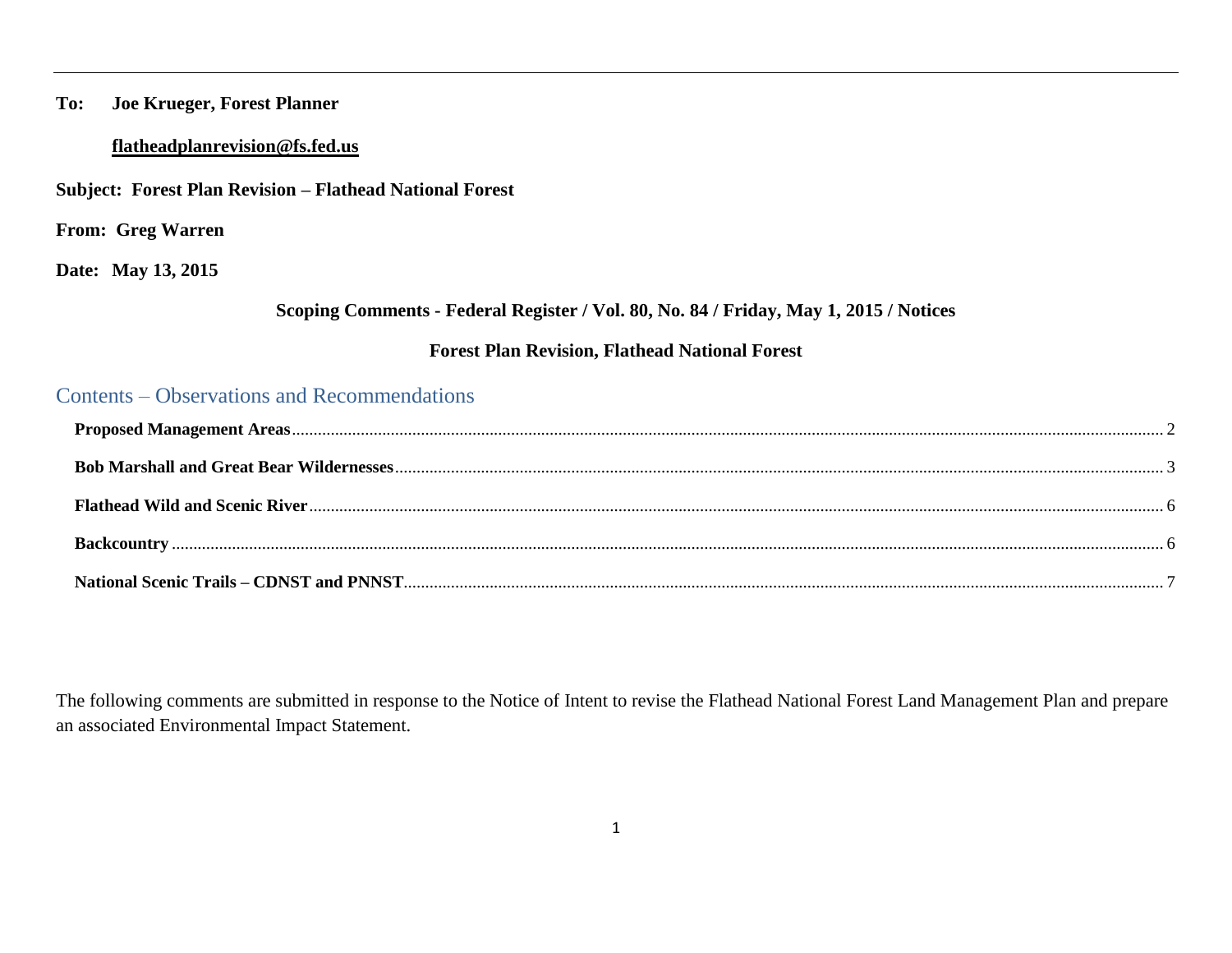**To: Joe Krueger, Forest Planner**

**flatheadplanrevision@fs.fed.us**

**Subject: Forest Plan Revision – Flathead National Forest**

**From: Greg Warren**

**Date: May 13, 2015**

**Scoping Comments - Federal Register / Vol. 80, No. 84 / Friday, May 1, 2015 / Notices**

**Forest Plan Revision, Flathead National Forest**

## Contents – Observations and Recommendations

- **Proposed Management Areas** ........ 2
- **Bob Marshall and Great Bear Wildernesses** ........ 3
- **Flathead Wild and Scenic River** ........ 6
- **Backcountry** ........ 6
- **National Scenic Trails – CDNST and PNNST** ........ 7

The following comments are submitted in response to the Notice of Intent to revise the Flathead National Forest Land Management Plan and prepare an associated Environmental Impact Statement.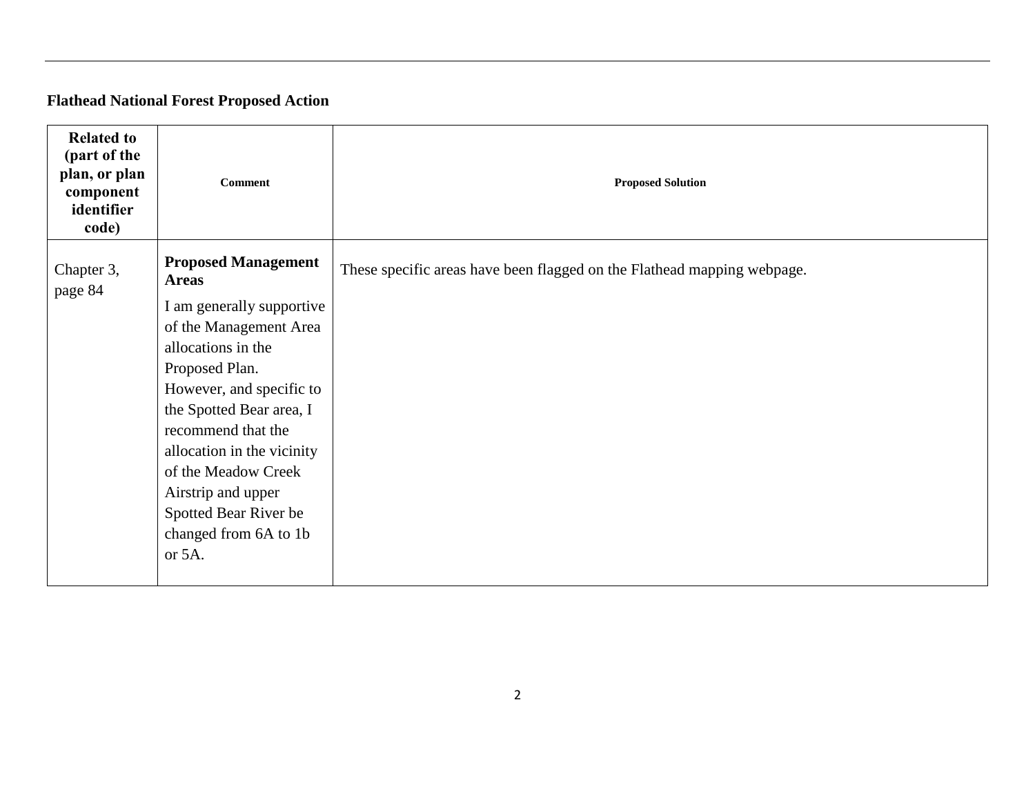**Flathead National Forest Proposed Action**

| Related to (part of the plan, or plan component identifier code) | Comment | Proposed Solution |
| --- | --- | --- |
| Chapter 3, page 84 | **Proposed Management Areas** I am generally supportive of the Management Area allocations in the Proposed Plan. However, and specific to the Spotted Bear area, I recommend that the allocation in the vicinity of the Meadow Creek Airstrip and upper Spotted Bear River be changed from 6A to 1b or 5A. | These specific areas have been flagged on the Flathead mapping webpage. |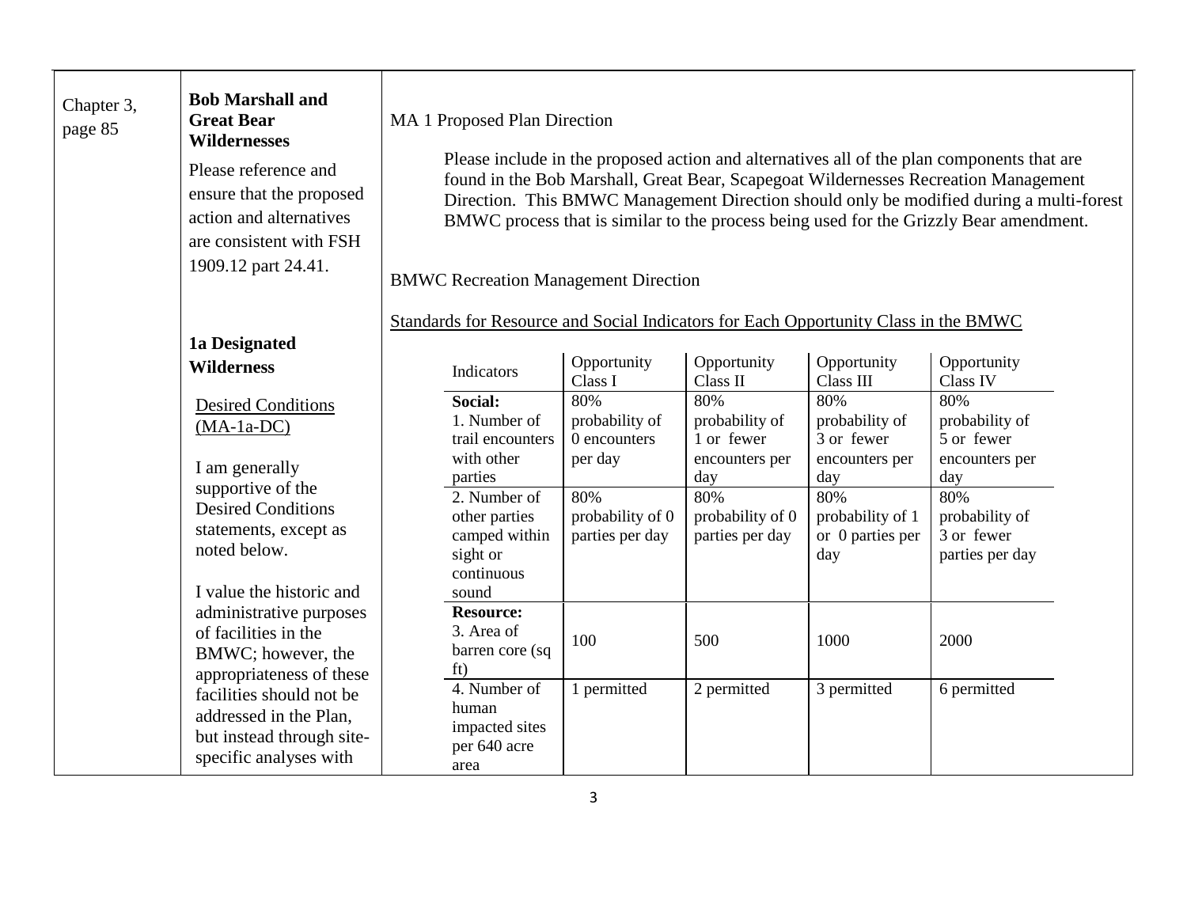| Chapter 3, page 85 | **Bob Marshall and Great Bear Wildernesses**<br><br>Please reference and ensure that the proposed action and alternatives are consistent with FSH 1909.12 part 24.41.<br><br>**1a Designated Wilderness**<br><br><u>Desired Conditions (MA-1a-DC)</u><br><br>I am generally supportive of the Desired Conditions statements, except as noted below.<br><br>I value the historic and administrative purposes of facilities in the BMWC; however, the appropriateness of these facilities should not be addressed in the Plan, but instead through site-specific analyses with | MA 1 Proposed Plan Direction<br><br>Please include in the proposed action and alternatives all of the plan components that are found in the Bob Marshall, Great Bear, Scapegoat Wildernesses Recreation Management Direction. This BMWC Management Direction should only be modified during a multi-forest BMWC process that is similar to the process being used for the Grizzly Bear amendment.<br><br>BMWC Recreation Management Direction<br><br><u>Standards for Resource and Social Indicators for Each Opportunity Class in the BMWC</u> |
|---|---|---|

| Indicators | Opportunity Class I | Opportunity Class II | Opportunity Class III | Opportunity Class IV |
|---|---|---|---|---|
| **Social:** 1. Number of trail encounters with other parties | 80% probability of 0 encounters per day | 80% probability of 1 or fewer encounters per day | 80% probability of 3 or fewer encounters per day | 80% probability of 5 or fewer encounters per day |
| 2. Number of other parties camped within sight or continuous sound | 80% probability of 0 parties per day | 80% probability of 0 parties per day | 80% probability of 1 or 0 parties per day | 80% probability of 3 or fewer parties per day |
| **Resource:** 3. Area of barren core (sq ft) | 100 | 500 | 1000 | 2000 |
| 4. Number of human impacted sites per 640 acre area | 1 permitted | 2 permitted | 3 permitted | 6 permitted |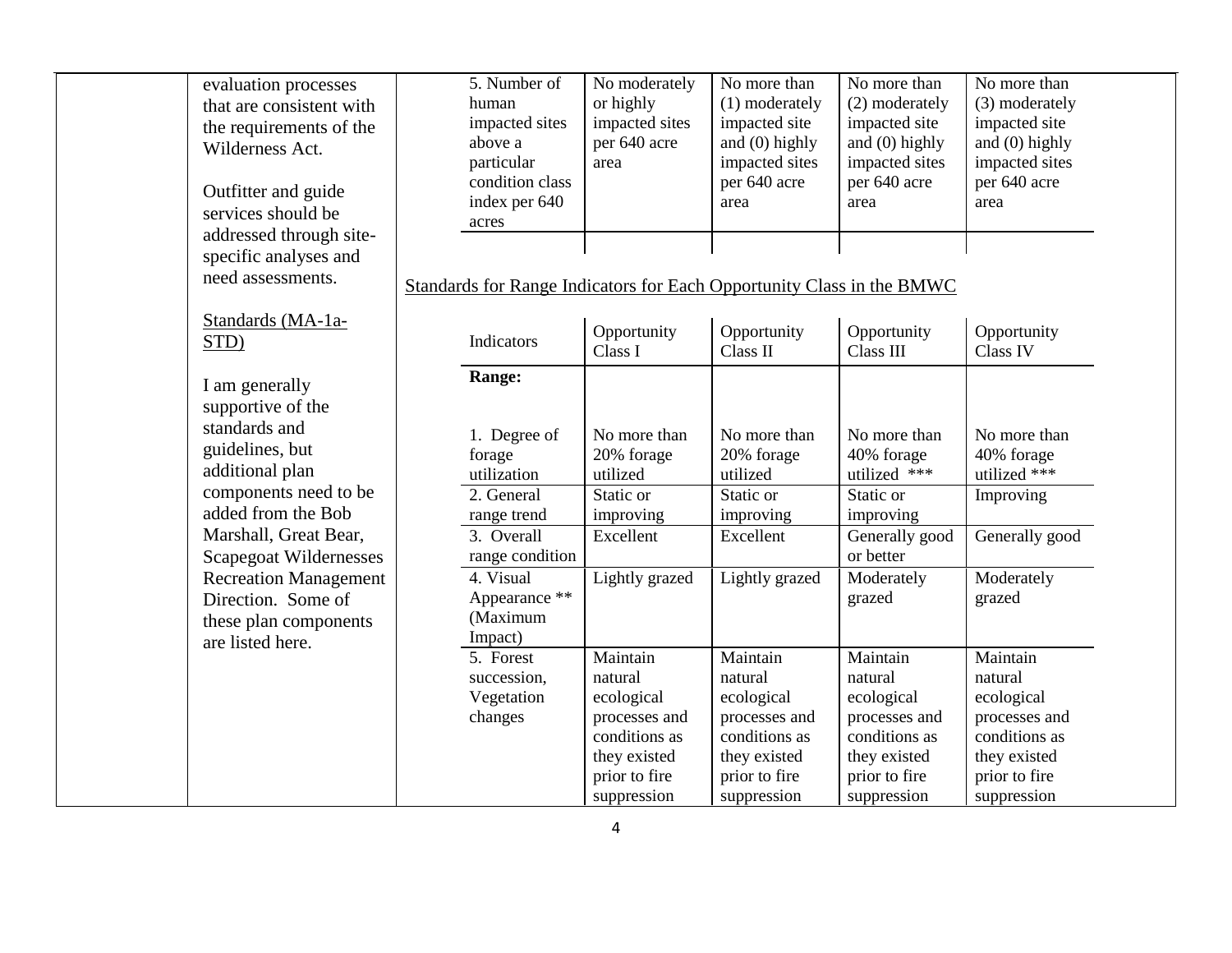evaluation processes that are consistent with the requirements of the Wilderness Act.

Outfitter and guide services should be addressed through site-specific analyses and need assessments.

Standards (MA-1a-STD)

I am generally supportive of the standards and guidelines, but additional plan components need to be added from the Bob Marshall, Great Bear, Scapegoat Wildernesses Recreation Management Direction. Some of these plan components are listed here.

| | | | | |
|---|---|---|---|---|
| 5. Number of human impacted sites above a particular condition class index per 640 acres | No moderately or highly impacted sites per 640 acre area | No more than (1) moderately impacted site and (0) highly impacted sites per 640 acre area | No more than (2) moderately impacted site and (0) highly impacted sites per 640 acre area | No more than (3) moderately impacted site and (0) highly impacted sites per 640 acre area |

Standards for Range Indicators for Each Opportunity Class in the BMWC

| Indicators | Opportunity Class I | Opportunity Class II | Opportunity Class III | Opportunity Class IV |
|---|---|---|---|---|
| **Range:** | | | | |
| 1. Degree of forage utilization | No more than 20% forage utilized | No more than 20% forage utilized | No more than 40% forage utilized *** | No more than 40% forage utilized *** |
| 2. General range trend | Static or improving | Static or improving | Static or improving | Improving |
| 3. Overall range condition | Excellent | Excellent | Generally good or better | Generally good |
| 4. Visual Appearance ** (Maximum Impact) | Lightly grazed | Lightly grazed | Moderately grazed | Moderately grazed |
| 5. Forest succession, Vegetation changes | Maintain natural ecological processes and conditions as they existed prior to fire suppression | Maintain natural ecological processes and conditions as they existed prior to fire suppression | Maintain natural ecological processes and conditions as they existed prior to fire suppression | Maintain natural ecological processes and conditions as they existed prior to fire suppression |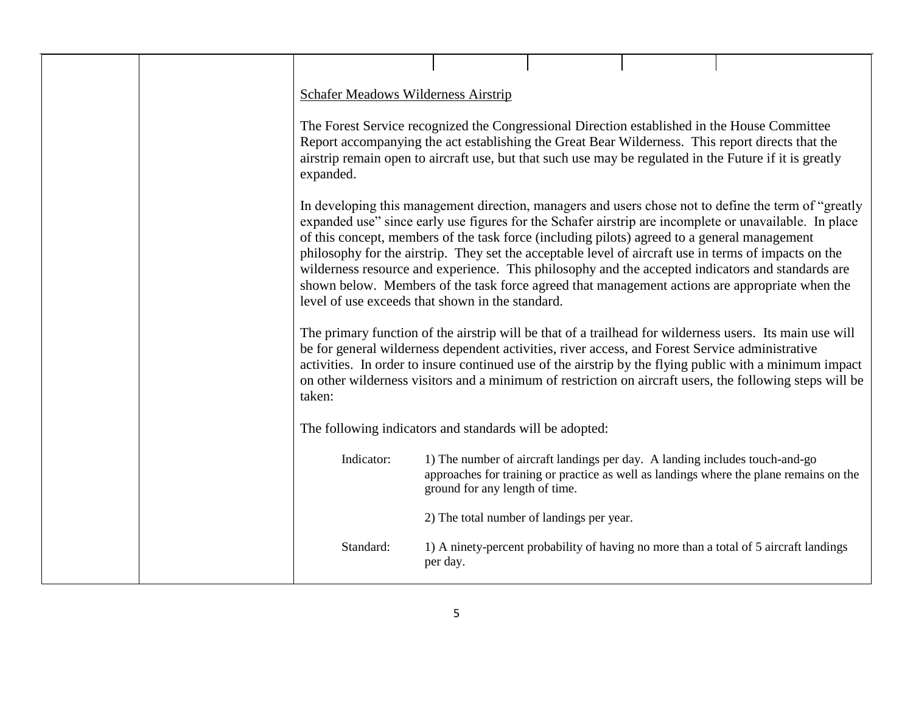Schafer Meadows Wilderness Airstrip

The Forest Service recognized the Congressional Direction established in the House Committee Report accompanying the act establishing the Great Bear Wilderness. This report directs that the airstrip remain open to aircraft use, but that such use may be regulated in the Future if it is greatly expanded.

In developing this management direction, managers and users chose not to define the term of "greatly expanded use" since early use figures for the Schafer airstrip are incomplete or unavailable. In place of this concept, members of the task force (including pilots) agreed to a general management philosophy for the airstrip. They set the acceptable level of aircraft use in terms of impacts on the wilderness resource and experience. This philosophy and the accepted indicators and standards are shown below. Members of the task force agreed that management actions are appropriate when the level of use exceeds that shown in the standard.

The primary function of the airstrip will be that of a trailhead for wilderness users. Its main use will be for general wilderness dependent activities, river access, and Forest Service administrative activities. In order to insure continued use of the airstrip by the flying public with a minimum impact on other wilderness visitors and a minimum of restriction on aircraft users, the following steps will be taken:

The following indicators and standards will be adopted:

Indicator: 1) The number of aircraft landings per day. A landing includes touch-and-go approaches for training or practice as well as landings where the plane remains on the ground for any length of time.

2) The total number of landings per year.

Standard: 1) A ninety-percent probability of having no more than a total of 5 aircraft landings per day.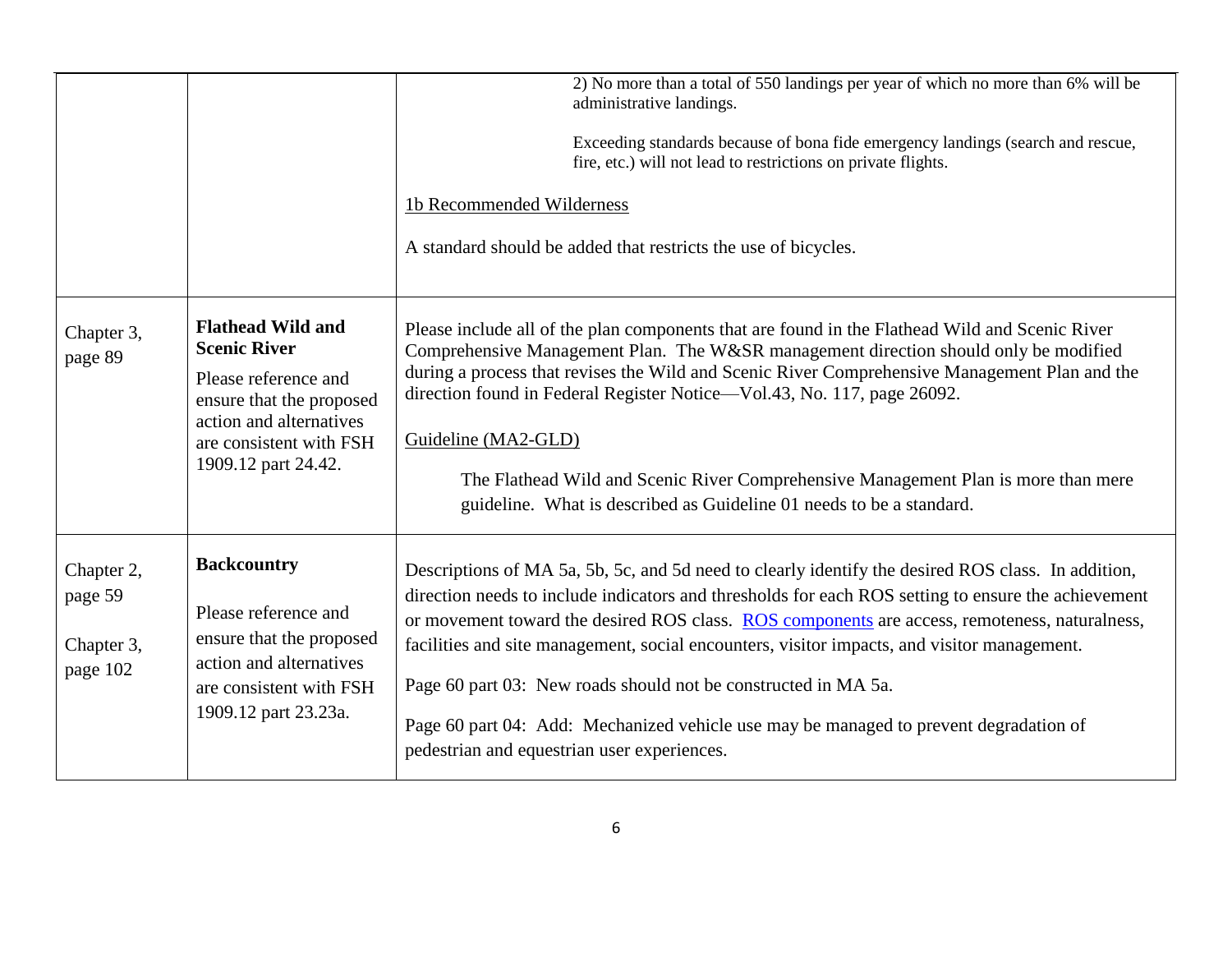| | | |
|---|---|---|
| | | 2) No more than a total of 550 landings per year of which no more than 6% will be administrative landings.<br><br>Exceeding standards because of bona fide emergency landings (search and rescue, fire, etc.) will not lead to restrictions on private flights.<br><br>1b Recommended Wilderness<br><br>A standard should be added that restricts the use of bicycles. |
| Chapter 3, page 89 | **Flathead Wild and Scenic River**<br><br>Please reference and ensure that the proposed action and alternatives are consistent with FSH 1909.12 part 24.42. | Please include all of the plan components that are found in the Flathead Wild and Scenic River Comprehensive Management Plan. The W&SR management direction should only be modified during a process that revises the Wild and Scenic River Comprehensive Management Plan and the direction found in Federal Register Notice—Vol.43, No. 117, page 26092.<br><br>Guideline (MA2-GLD)<br><br>The Flathead Wild and Scenic River Comprehensive Management Plan is more than mere guideline. What is described as Guideline 01 needs to be a standard. |
| Chapter 2, page 59<br><br>Chapter 3, page 102 | **Backcountry**<br><br>Please reference and ensure that the proposed action and alternatives are consistent with FSH 1909.12 part 23.23a. | Descriptions of MA 5a, 5b, 5c, and 5d need to clearly identify the desired ROS class. In addition, direction needs to include indicators and thresholds for each ROS setting to ensure the achievement or movement toward the desired ROS class. ROS components are access, remoteness, naturalness, facilities and site management, social encounters, visitor impacts, and visitor management.<br><br>Page 60 part 03: New roads should not be constructed in MA 5a.<br><br>Page 60 part 04: Add: Mechanized vehicle use may be managed to prevent degradation of pedestrian and equestrian user experiences. |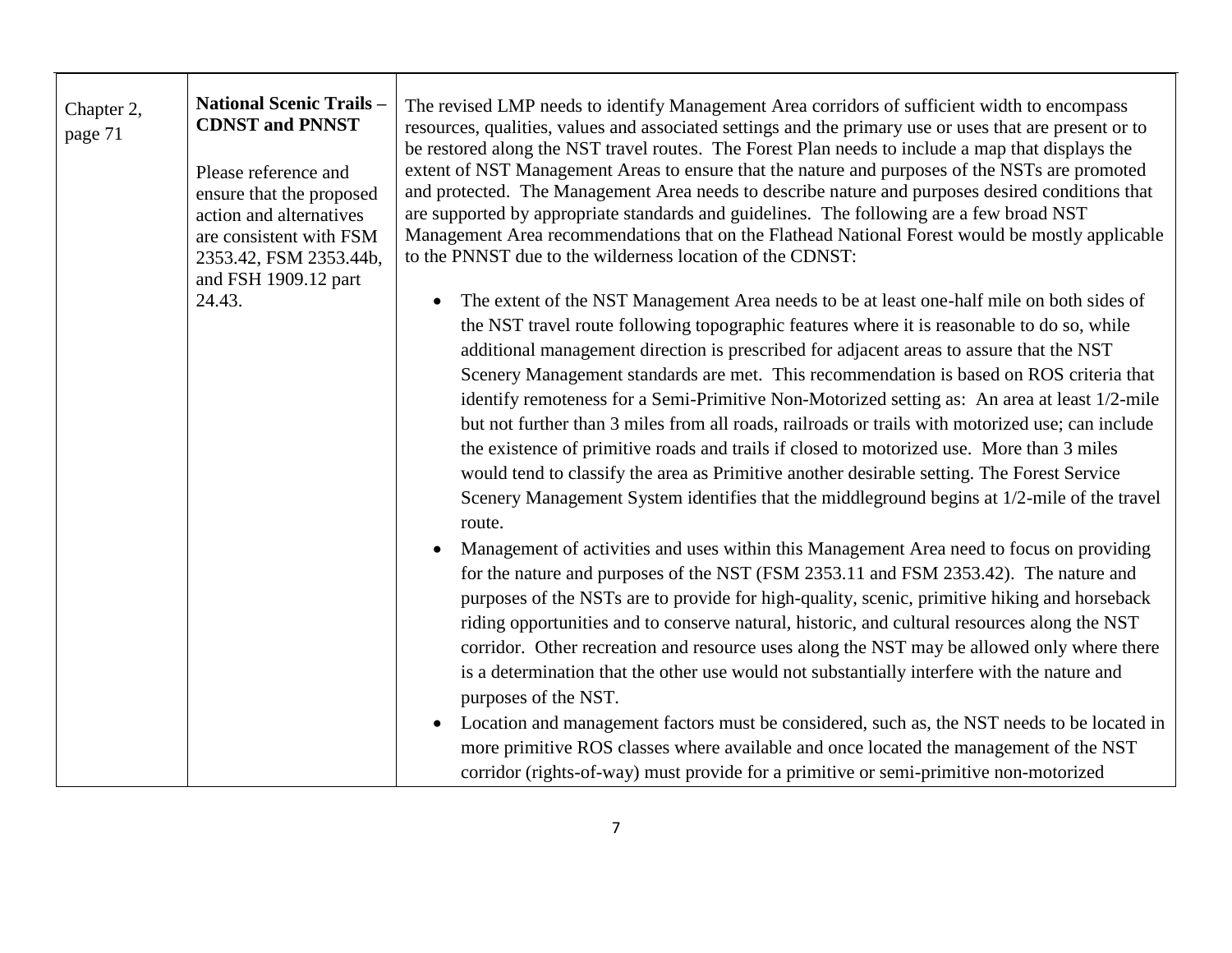| | | |
|---|---|---|
| Chapter 2, page 71 | **National Scenic Trails – CDNST and PNNST**<br><br>Please reference and ensure that the proposed action and alternatives are consistent with FSM 2353.42, FSM 2353.44b, and FSH 1909.12 part 24.43. | The revised LMP needs to identify Management Area corridors of sufficient width to encompass resources, qualities, values and associated settings and the primary use or uses that are present or to be restored along the NST travel routes. The Forest Plan needs to include a map that displays the extent of NST Management Areas to ensure that the nature and purposes of the NSTs are promoted and protected. The Management Area needs to describe nature and purposes desired conditions that are supported by appropriate standards and guidelines. The following are a few broad NST Management Area recommendations that on the Flathead National Forest would be mostly applicable to the PNNST due to the wilderness location of the CDNST:<br><br>• The extent of the NST Management Area needs to be at least one-half mile on both sides of the NST travel route following topographic features where it is reasonable to do so, while additional management direction is prescribed for adjacent areas to assure that the NST Scenery Management standards are met. This recommendation is based on ROS criteria that identify remoteness for a Semi-Primitive Non-Motorized setting as: An area at least 1/2-mile but not further than 3 miles from all roads, railroads or trails with motorized use; can include the existence of primitive roads and trails if closed to motorized use. More than 3 miles would tend to classify the area as Primitive another desirable setting. The Forest Service Scenery Management System identifies that the middleground begins at 1/2-mile of the travel route.<br>• Management of activities and uses within this Management Area need to focus on providing for the nature and purposes of the NST (FSM 2353.11 and FSM 2353.42). The nature and purposes of the NSTs are to provide for high-quality, scenic, primitive hiking and horseback riding opportunities and to conserve natural, historic, and cultural resources along the NST corridor. Other recreation and resource uses along the NST may be allowed only where there is a determination that the other use would not substantially interfere with the nature and purposes of the NST.<br>• Location and management factors must be considered, such as, the NST needs to be located in more primitive ROS classes where available and once located the management of the NST corridor (rights-of-way) must provide for a primitive or semi-primitive non-motorized |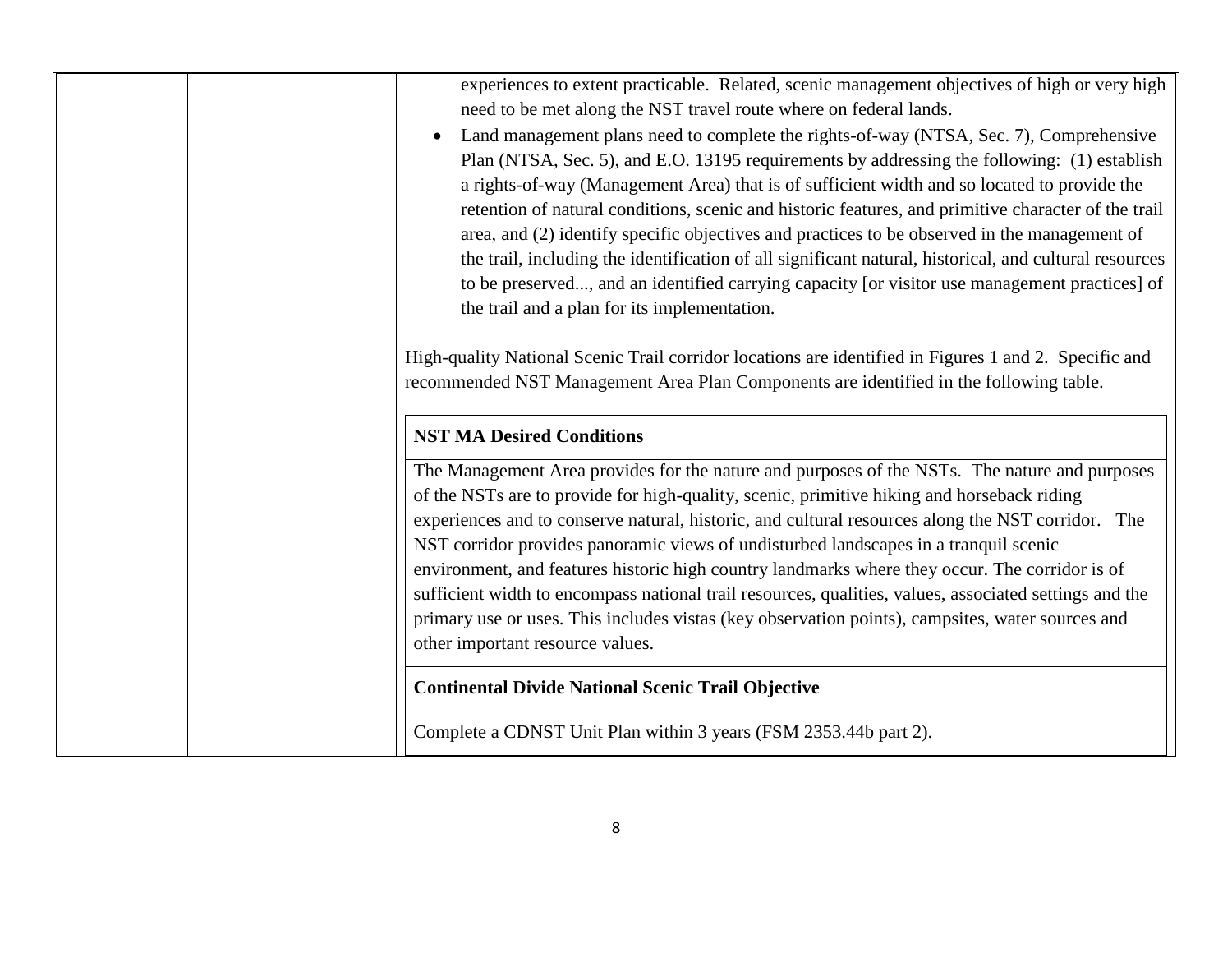experiences to extent practicable. Related, scenic management objectives of high or very high need to be met along the NST travel route where on federal lands.

- Land management plans need to complete the rights-of-way (NTSA, Sec. 7), Comprehensive Plan (NTSA, Sec. 5), and E.O. 13195 requirements by addressing the following: (1) establish a rights-of-way (Management Area) that is of sufficient width and so located to provide the retention of natural conditions, scenic and historic features, and primitive character of the trail area, and (2) identify specific objectives and practices to be observed in the management of the trail, including the identification of all significant natural, historical, and cultural resources to be preserved..., and an identified carrying capacity [or visitor use management practices] of the trail and a plan for its implementation.

High-quality National Scenic Trail corridor locations are identified in Figures 1 and 2. Specific and recommended NST Management Area Plan Components are identified in the following table.

| **NST MA Desired Conditions** |
|---|
| The Management Area provides for the nature and purposes of the NSTs. The nature and purposes of the NSTs are to provide for high-quality, scenic, primitive hiking and horseback riding experiences and to conserve natural, historic, and cultural resources along the NST corridor. The NST corridor provides panoramic views of undisturbed landscapes in a tranquil scenic environment, and features historic high country landmarks where they occur. The corridor is of sufficient width to encompass national trail resources, qualities, values, associated settings and the primary use or uses. This includes vistas (key observation points), campsites, water sources and other important resource values. |
| **Continental Divide National Scenic Trail Objective** |
| Complete a CDNST Unit Plan within 3 years (FSM 2353.44b part 2). |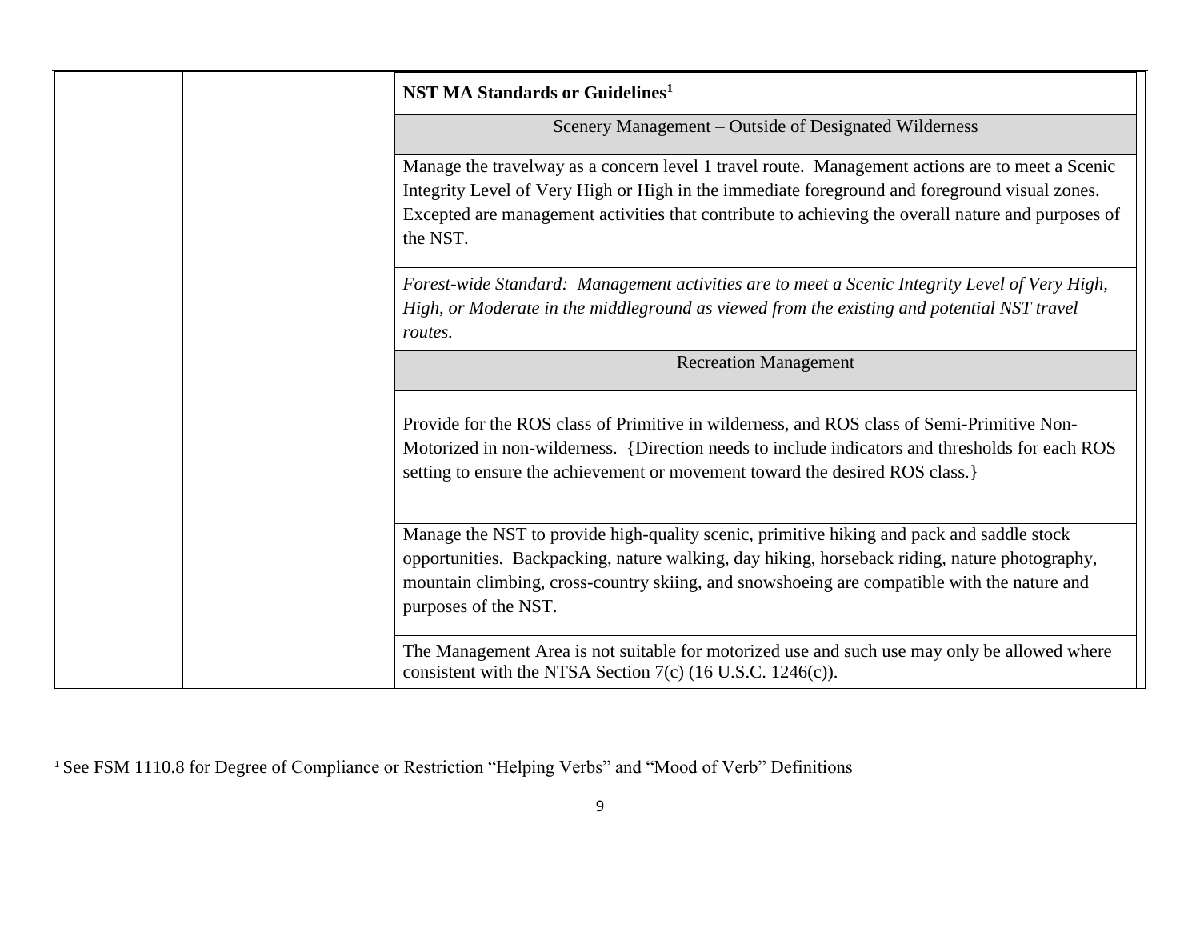| | | NST MA Standards or Guidelines[1] |
|---|---|---|
| | | Scenery Management – Outside of Designated Wilderness |
| | | Manage the travelway as a concern level 1 travel route. Management actions are to meet a Scenic Integrity Level of Very High or High in the immediate foreground and foreground visual zones. Excepted are management activities that contribute to achieving the overall nature and purposes of the NST. |
| | | *Forest-wide Standard: Management activities are to meet a Scenic Integrity Level of Very High, High, or Moderate in the middleground as viewed from the existing and potential NST travel routes.* |
| | | Recreation Management |
| | | Provide for the ROS class of Primitive in wilderness, and ROS class of Semi-Primitive Non-Motorized in non-wilderness. {Direction needs to include indicators and thresholds for each ROS setting to ensure the achievement or movement toward the desired ROS class.} |
| | | Manage the NST to provide high-quality scenic, primitive hiking and pack and saddle stock opportunities. Backpacking, nature walking, day hiking, horseback riding, nature photography, mountain climbing, cross-country skiing, and snowshoeing are compatible with the nature and purposes of the NST. |
| | | The Management Area is not suitable for motorized use and such use may only be allowed where consistent with the NTSA Section 7(c) (16 U.S.C. 1246(c)). |

[1] See FSM 1110.8 for Degree of Compliance or Restriction "Helping Verbs" and "Mood of Verb" Definitions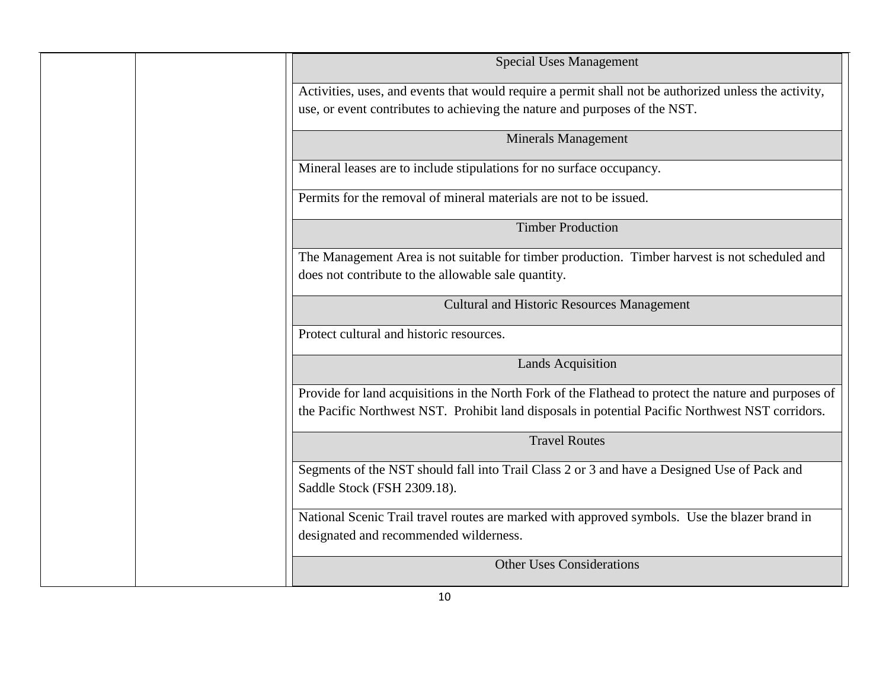| | | |
|---|---|---|
| | | **Special Uses Management** |
| | | Activities, uses, and events that would require a permit shall not be authorized unless the activity, use, or event contributes to achieving the nature and purposes of the NST. |
| | | **Minerals Management** |
| | | Mineral leases are to include stipulations for no surface occupancy. |
| | | Permits for the removal of mineral materials are not to be issued. |
| | | **Timber Production** |
| | | The Management Area is not suitable for timber production. Timber harvest is not scheduled and does not contribute to the allowable sale quantity. |
| | | **Cultural and Historic Resources Management** |
| | | Protect cultural and historic resources. |
| | | **Lands Acquisition** |
| | | Provide for land acquisitions in the North Fork of the Flathead to protect the nature and purposes of the Pacific Northwest NST. Prohibit land disposals in potential Pacific Northwest NST corridors. |
| | | **Travel Routes** |
| | | Segments of the NST should fall into Trail Class 2 or 3 and have a Designed Use of Pack and Saddle Stock (FSH 2309.18). |
| | | National Scenic Trail travel routes are marked with approved symbols. Use the blazer brand in designated and recommended wilderness. |
| | | **Other Uses Considerations** |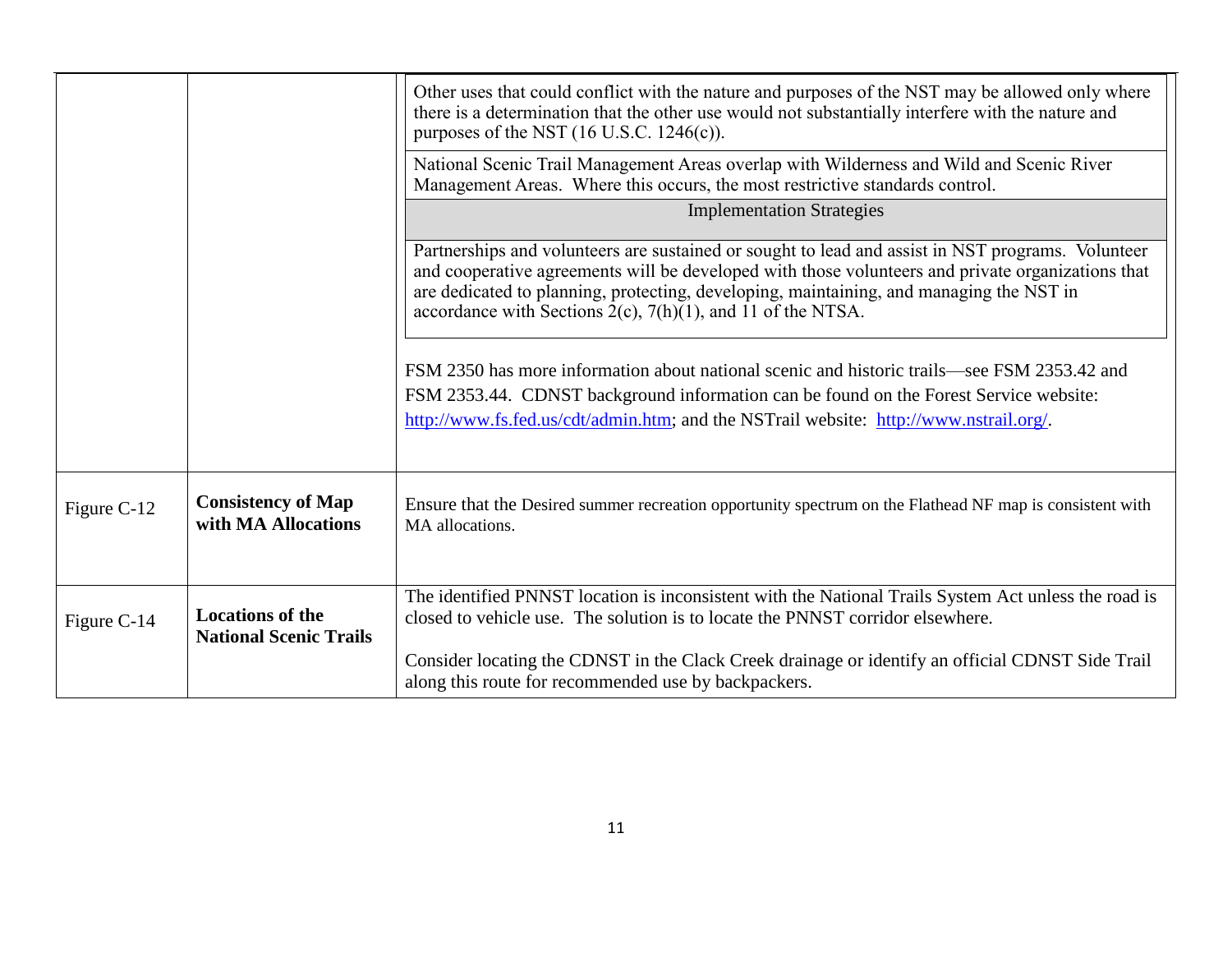| | | |
|---|---|---|
| | | Other uses that could conflict with the nature and purposes of the NST may be allowed only where there is a determination that the other use would not substantially interfere with the nature and purposes of the NST (16 U.S.C. 1246(c)).<br><br>National Scenic Trail Management Areas overlap with Wilderness and Wild and Scenic River Management Areas. Where this occurs, the most restrictive standards control.<br><br>**Implementation Strategies**<br><br>Partnerships and volunteers are sustained or sought to lead and assist in NST programs. Volunteer and cooperative agreements will be developed with those volunteers and private organizations that are dedicated to planning, protecting, developing, maintaining, and managing the NST in accordance with Sections 2(c), 7(h)(1), and 11 of the NTSA.<br><br>FSM 2350 has more information about national scenic and historic trails—see FSM 2353.42 and FSM 2353.44. CDNST background information can be found on the Forest Service website: [http://www.fs.fed.us/cdt/admin.htm](http://www.fs.fed.us/cdt/admin.htm); and the NSTrail website: [http://www.nstrail.org/](http://www.nstrail.org/). |
| Figure C-12 | **Consistency of Map with MA Allocations** | Ensure that the Desired summer recreation opportunity spectrum on the Flathead NF map is consistent with MA allocations. |
| Figure C-14 | **Locations of the National Scenic Trails** | The identified PNNST location is inconsistent with the National Trails System Act unless the road is closed to vehicle use. The solution is to locate the PNNST corridor elsewhere.<br><br>Consider locating the CDNST in the Clack Creek drainage or identify an official CDNST Side Trail along this route for recommended use by backpackers. |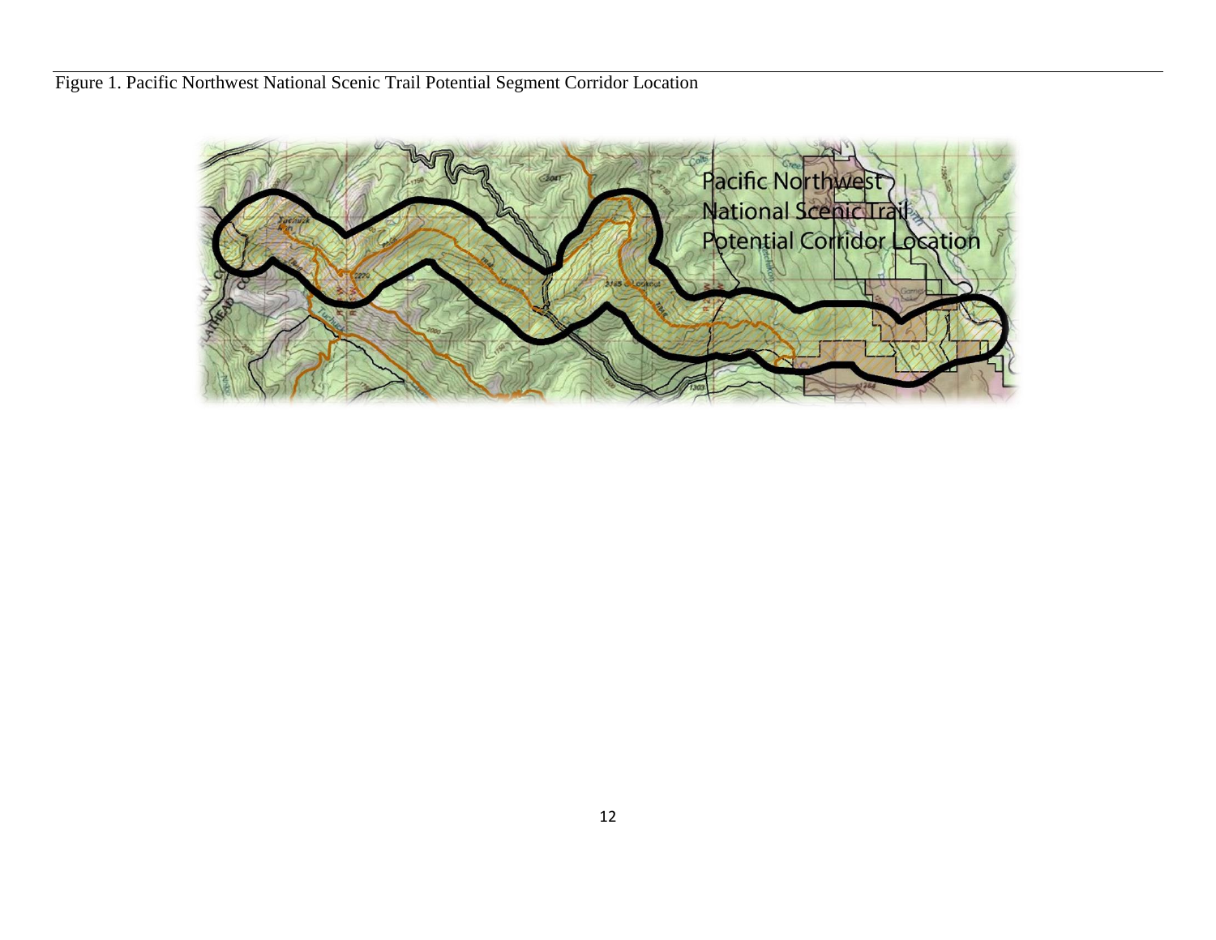Figure 1. Pacific Northwest National Scenic Trail Potential Segment Corridor Location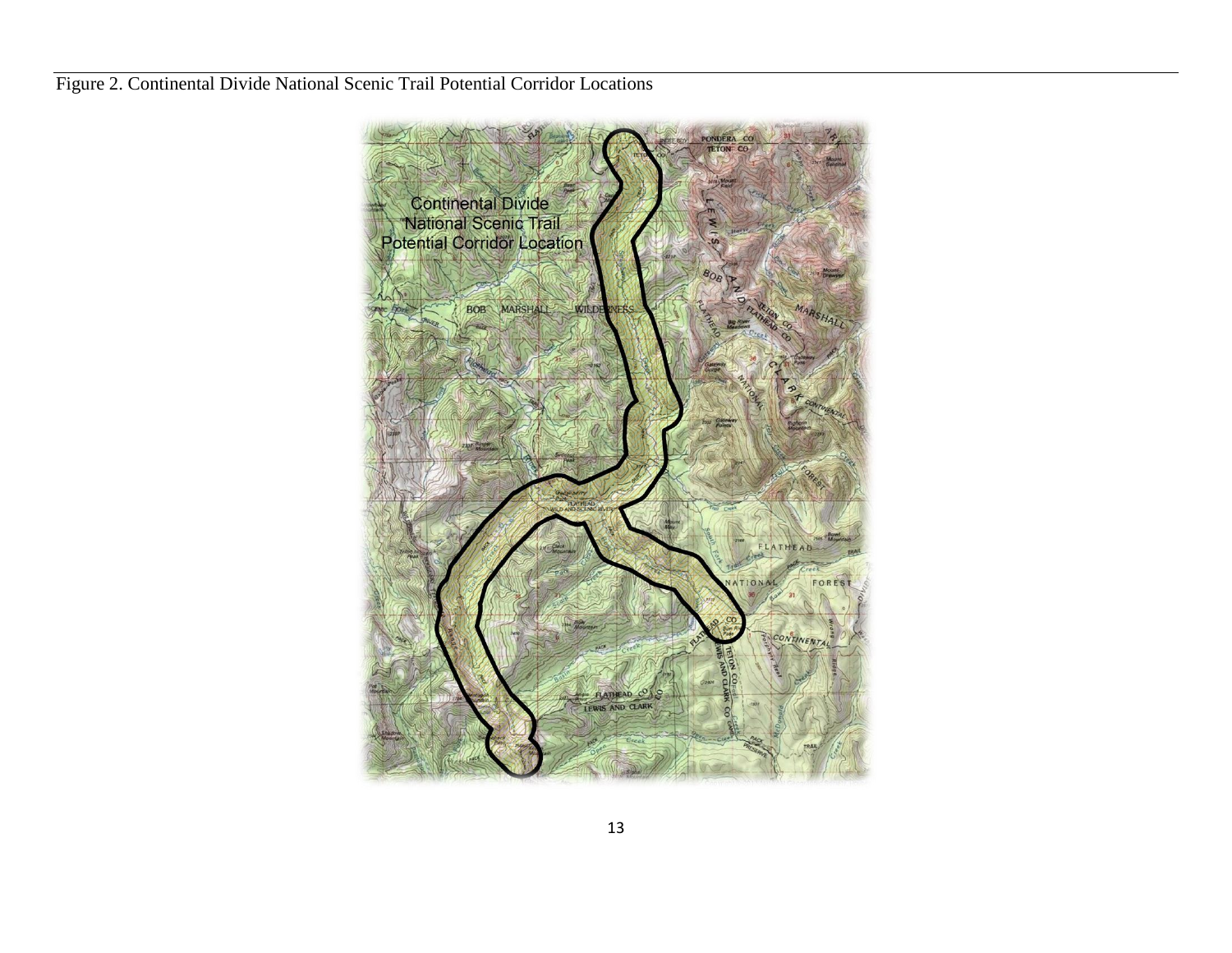Figure 2. Continental Divide National Scenic Trail Potential Corridor Locations